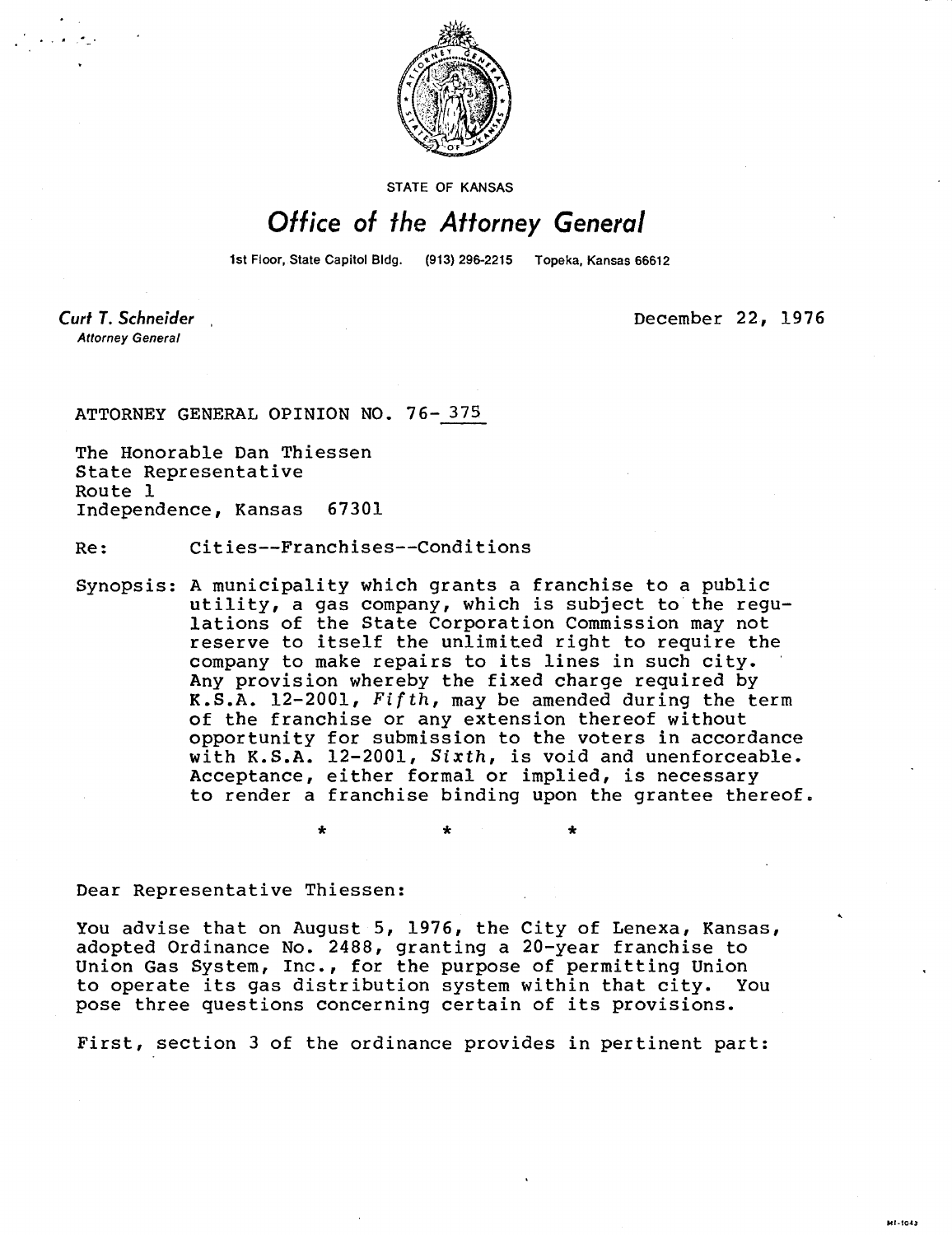STATE OF KANSAS

# Office of the Attorney General

1st Floor, State Capitol Bldg. (913) 296-2215 Topeka, Kansas 66612

**Curt T. Schneider**
*Attorney General*

December 22, 1976

ATTORNEY GENERAL OPINION NO. 76-375

The Honorable Dan Thiessen
State Representative
Route 1
Independence, Kansas 67301

Re: Cities--Franchises--Conditions

Synopsis: A municipality which grants a franchise to a public utility, a gas company, which is subject to the regulations of the State Corporation Commission may not reserve to itself the unlimited right to require the company to make repairs to its lines in such city. Any provision whereby the fixed charge required by K.S.A. 12-2001, *Fifth*, may be amended during the term of the franchise or any extension thereof without opportunity for submission to the voters in accordance with K.S.A. 12-2001, *Sixth*, is void and unenforceable. Acceptance, either formal or implied, is necessary to render a franchise binding upon the grantee thereof.

\* \* \*

Dear Representative Thiessen:

You advise that on August 5, 1976, the City of Lenexa, Kansas, adopted Ordinance No. 2488, granting a 20-year franchise to Union Gas System, Inc., for the purpose of permitting Union to operate its gas distribution system within that city. You pose three questions concerning certain of its provisions.

First, section 3 of the ordinance provides in pertinent part: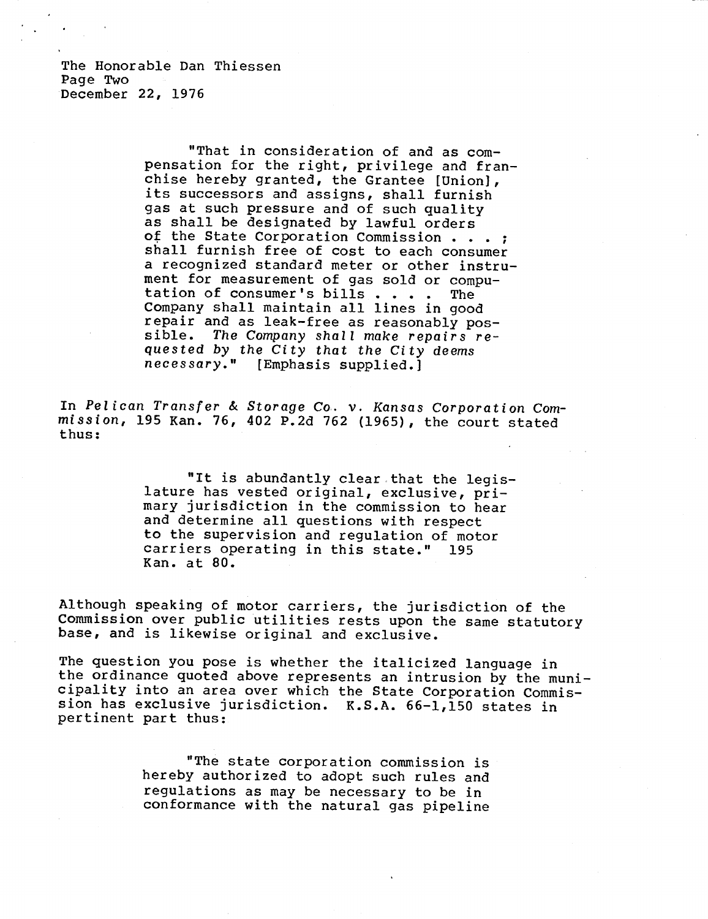> "That in consideration of and as compensation for the right, privilege and franchise hereby granted, the Grantee [Union], its successors and assigns, shall furnish gas at such pressure and of such quality as shall be designated by lawful orders of the State Corporation Commission . . . ; shall furnish free of cost to each consumer a recognized standard meter or other instrument for measurement of gas sold or computation of consumer's bills . . . . The Company shall maintain all lines in good repair and as leak-free as reasonably possible. *The Company shall make repairs requested by the City that the City deems necessary.*" [Emphasis supplied.]

In *Pelican Transfer & Storage Co. v. Kansas Corporation Commission*, 195 Kan. 76, 402 P.2d 762 (1965), the court stated thus:

> "It is abundantly clear that the legislature has vested original, exclusive, primary jurisdiction in the commission to hear and determine all questions with respect to the supervision and regulation of motor carriers operating in this state." 195 Kan. at 80.

Although speaking of motor carriers, the jurisdiction of the Commission over public utilities rests upon the same statutory base, and is likewise original and exclusive.

The question you pose is whether the italicized language in the ordinance quoted above represents an intrusion by the municipality into an area over which the State Corporation Commission has exclusive jurisdiction. K.S.A. 66-1,150 states in pertinent part thus:

> "The state corporation commission is hereby authorized to adopt such rules and regulations as may be necessary to be in conformance with the natural gas pipeline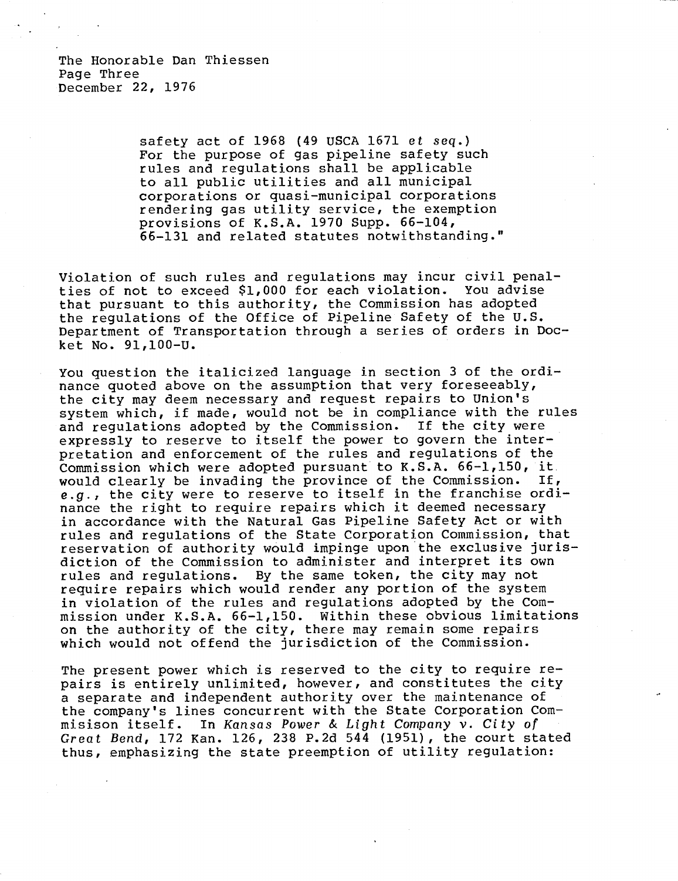> safety act of 1968 (49 USCA 1671 *et seq.*) For the purpose of gas pipeline safety such rules and regulations shall be applicable to all public utilities and all municipal corporations or quasi-municipal corporations rendering gas utility service, the exemption provisions of K.S.A. 1970 Supp. 66-104, 66-131 and related statutes notwithstanding."

Violation of such rules and regulations may incur civil penalties of not to exceed $1,000 for each violation. You advise that pursuant to this authority, the Commission has adopted the regulations of the Office of Pipeline Safety of the U.S. Department of Transportation through a series of orders in Docket No. 91,100-U.

You question the italicized language in section 3 of the ordinance quoted above on the assumption that very foreseeably, the city may deem necessary and request repairs to Union's system which, if made, would not be in compliance with the rules and regulations adopted by the Commission. If the city were expressly to reserve to itself the power to govern the interpretation and enforcement of the rules and regulations of the Commission which were adopted pursuant to K.S.A. 66-1,150, it would clearly be invading the province of the Commission. If, *e.g.*, the city were to reserve to itself in the franchise ordinance the right to require repairs which it deemed necessary in accordance with the Natural Gas Pipeline Safety Act or with rules and regulations of the State Corporation Commission, that reservation of authority would impinge upon the exclusive jurisdiction of the Commission to administer and interpret its own rules and regulations. By the same token, the city may not require repairs which would render any portion of the system in violation of the rules and regulations adopted by the Commission under K.S.A. 66-1,150. Within these obvious limitations on the authority of the city, there may remain some repairs which would not offend the jurisdiction of the Commission.

The present power which is reserved to the city to require repairs is entirely unlimited, however, and constitutes the city a separate and independent authority over the maintenance of the company's lines concurrent with the State Corporation Commisison itself. In *Kansas Power & Light Company v. City of Great Bend*, 172 Kan. 126, 238 P.2d 544 (1951), the court stated thus, emphasizing the state preemption of utility regulation: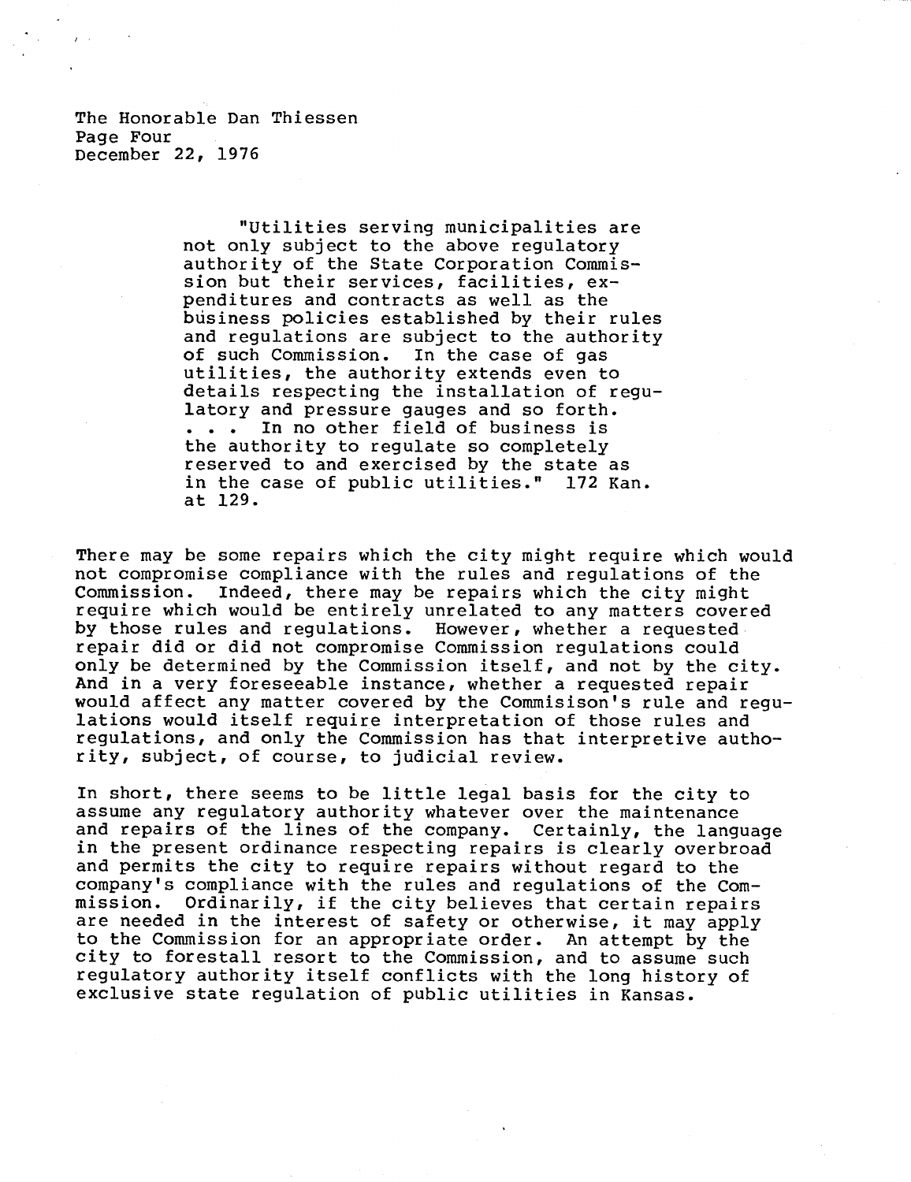> "Utilities serving municipalities are not only subject to the above regulatory authority of the State Corporation Commission but their services, facilities, expenditures and contracts as well as the business policies established by their rules and regulations are subject to the authority of such Commission. In the case of gas utilities, the authority extends even to details respecting the installation of regulatory and pressure gauges and so forth. . . . In no other field of business is the authority to regulate so completely reserved to and exercised by the state as in the case of public utilities." 172 Kan. at 129.

There may be some repairs which the city might require which would not compromise compliance with the rules and regulations of the Commission. Indeed, there may be repairs which the city might require which would be entirely unrelated to any matters covered by those rules and regulations. However, whether a requested repair did or did not compromise Commission regulations could only be determined by the Commission itself, and not by the city. And in a very foreseeable instance, whether a requested repair would affect any matter covered by the Commisison's rule and regulations would itself require interpretation of those rules and regulations, and only the Commission has that interpretive authority, subject, of course, to judicial review.

In short, there seems to be little legal basis for the city to assume any regulatory authority whatever over the maintenance and repairs of the lines of the company. Certainly, the language in the present ordinance respecting repairs is clearly overbroad and permits the city to require repairs without regard to the company's compliance with the rules and regulations of the Commission. Ordinarily, if the city believes that certain repairs are needed in the interest of safety or otherwise, it may apply to the Commission for an appropriate order. An attempt by the city to forestall resort to the Commission, and to assume such regulatory authority itself conflicts with the long history of exclusive state regulation of public utilities in Kansas.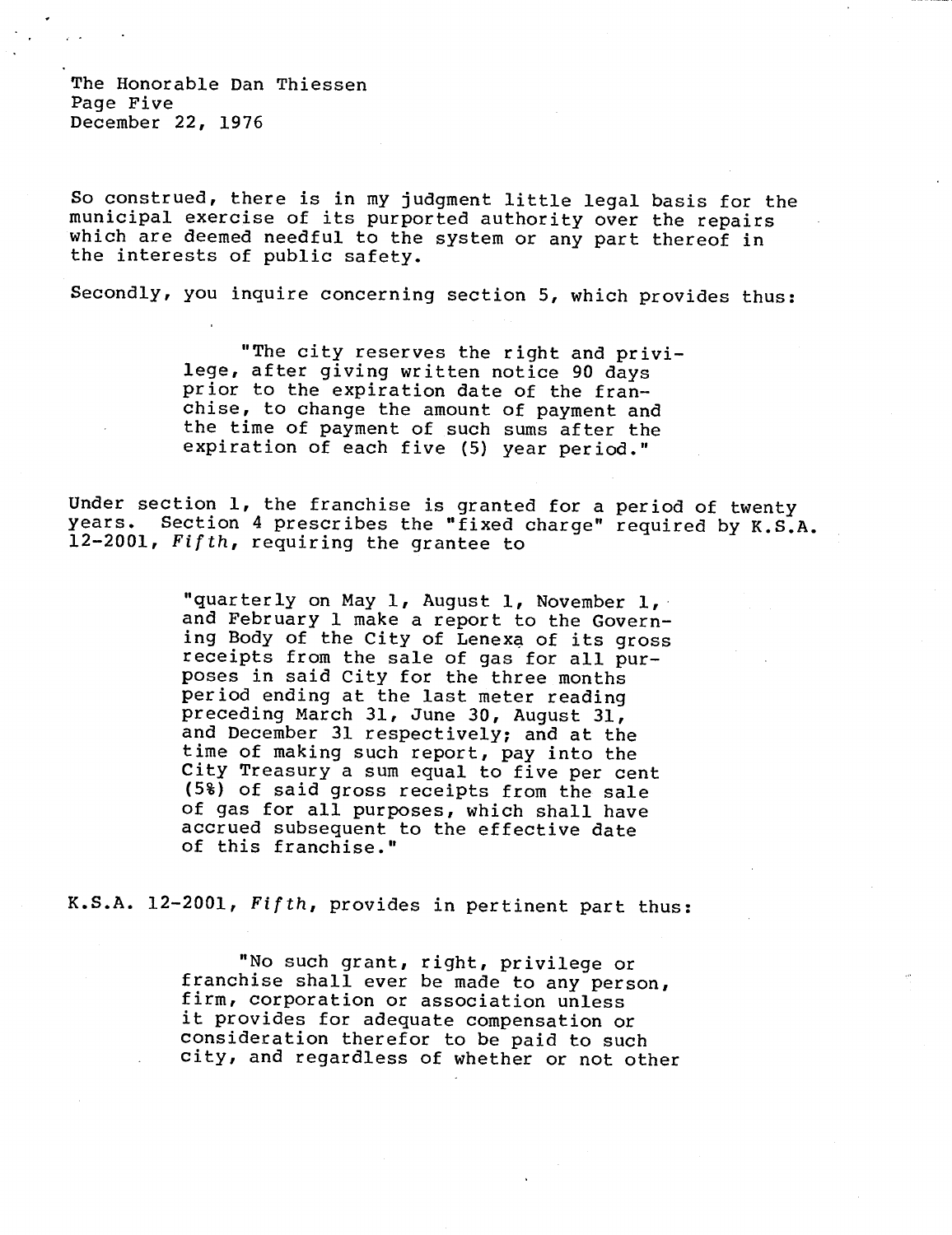The Honorable Dan Thiessen
Page Five
December 22, 1976

So construed, there is in my judgment little legal basis for the municipal exercise of its purported authority over the repairs which are deemed needful to the system or any part thereof in the interests of public safety.

Secondly, you inquire concerning section 5, which provides thus:

> "The city reserves the right and privilege, after giving written notice 90 days prior to the expiration date of the franchise, to change the amount of payment and the time of payment of such sums after the expiration of each five (5) year period."

Under section 1, the franchise is granted for a period of twenty years. Section 4 prescribes the "fixed charge" required by K.S.A. 12-2001, *Fifth*, requiring the grantee to

> "quarterly on May 1, August 1, November 1, and February 1 make a report to the Governing Body of the City of Lenexa of its gross receipts from the sale of gas for all purposes in said City for the three months period ending at the last meter reading preceding March 31, June 30, August 31, and December 31 respectively; and at the time of making such report, pay into the City Treasury a sum equal to five per cent (5%) of said gross receipts from the sale of gas for all purposes, which shall have accrued subsequent to the effective date of this franchise."

K.S.A. 12-2001, *Fifth*, provides in pertinent part thus:

> "No such grant, right, privilege or franchise shall ever be made to any person, firm, corporation or association unless it provides for adequate compensation or consideration therefor to be paid to such city, and regardless of whether or not other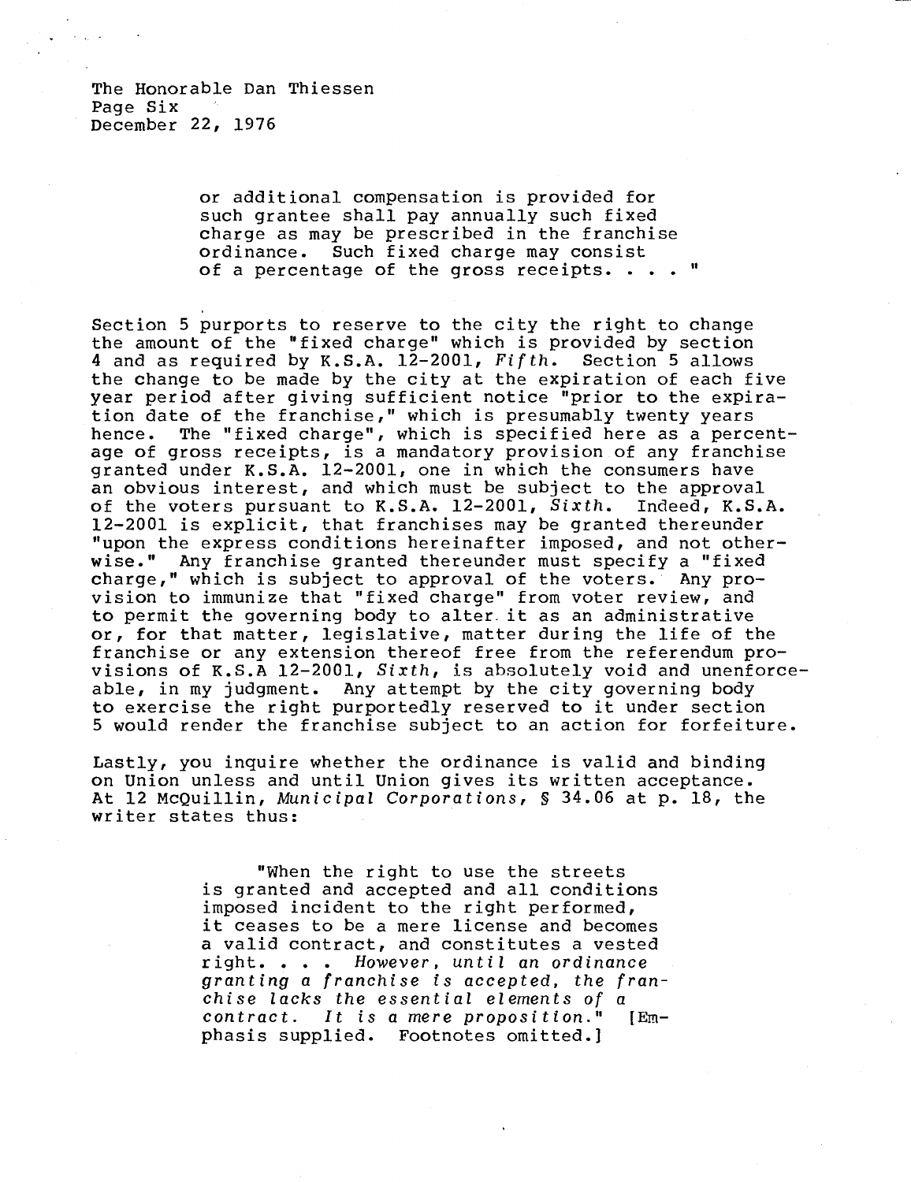> or additional compensation is provided for such grantee shall pay annually such fixed charge as may be prescribed in the franchise ordinance. Such fixed charge may consist of a percentage of the gross receipts. . . . "

Section 5 purports to reserve to the city the right to change the amount of the "fixed charge" which is provided by section 4 and as required by K.S.A. 12-2001, *Fifth*. Section 5 allows the change to be made by the city at the expiration of each five year period after giving sufficient notice "prior to the expiration date of the franchise," which is presumably twenty years hence. The "fixed charge", which is specified here as a percentage of gross receipts, is a mandatory provision of any franchise granted under K.S.A. 12-2001, one in which the consumers have an obvious interest, and which must be subject to the approval of the voters pursuant to K.S.A. 12-2001, *Sixth*. Indeed, K.S.A. 12-2001 is explicit, that franchises may be granted thereunder "upon the express conditions hereinafter imposed, and not otherwise." Any franchise granted thereunder must specify a "fixed charge," which is subject to approval of the voters. Any provision to immunize that "fixed charge" from voter review, and to permit the governing body to alter it as an administrative or, for that matter, legislative, matter during the life of the franchise or any extension thereof free from the referendum provisions of K.S.A 12-2001, *Sixth*, is absolutely void and unenforceable, in my judgment. Any attempt by the city governing body to exercise the right purportedly reserved to it under section 5 would render the franchise subject to an action for forfeiture.

Lastly, you inquire whether the ordinance is valid and binding on Union unless and until Union gives its written acceptance. At 12 McQuillin, *Municipal Corporations*, § 34.06 at p. 18, the writer states thus:

> "When the right to use the streets is granted and accepted and all conditions imposed incident to the right performed, it ceases to be a mere license and becomes a valid contract, and constitutes a vested right. . . . *However, until an ordinance granting a franchise is accepted, the franchise lacks the essential elements of a contract. It is a mere proposition.*" [Emphasis supplied. Footnotes omitted.]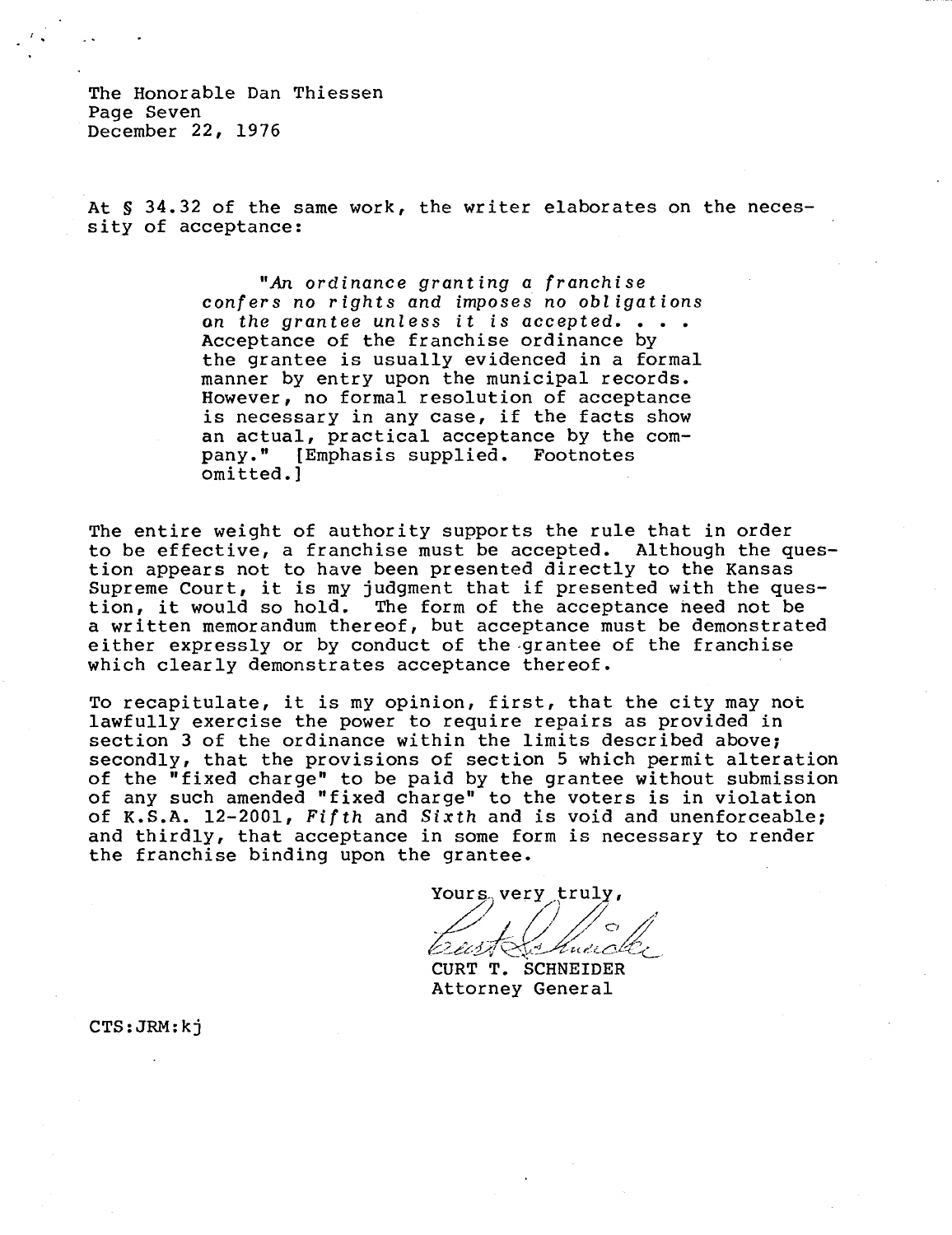At § 34.32 of the same work, the writer elaborates on the necessity of acceptance:

> "*An ordinance granting a franchise confers no rights and imposes no obligations on the grantee unless it is accepted. . . .* Acceptance of the franchise ordinance by the grantee is usually evidenced in a formal manner by entry upon the municipal records. However, no formal resolution of acceptance is necessary in any case, if the facts show an actual, practical acceptance by the company." [Emphasis supplied. Footnotes omitted.]

The entire weight of authority supports the rule that in order to be effective, a franchise must be accepted. Although the question appears not to have been presented directly to the Kansas Supreme Court, it is my judgment that if presented with the question, it would so hold. The form of the acceptance need not be a written memorandum thereof, but acceptance must be demonstrated either expressly or by conduct of the grantee of the franchise which clearly demonstrates acceptance thereof.

To recapitulate, it is my opinion, first, that the city may not lawfully exercise the power to require repairs as provided in section 3 of the ordinance within the limits described above; secondly, that the provisions of section 5 which permit alteration of the "fixed charge" to be paid by the grantee without submission of any such amended "fixed charge" to the voters is in violation of K.S.A. 12-2001, *Fifth* and *Sixth* and is void and unenforceable; and thirdly, that acceptance in some form is necessary to render the franchise binding upon the grantee.

Yours very truly,

CURT T. SCHNEIDER
Attorney General

CTS:JRM:kj